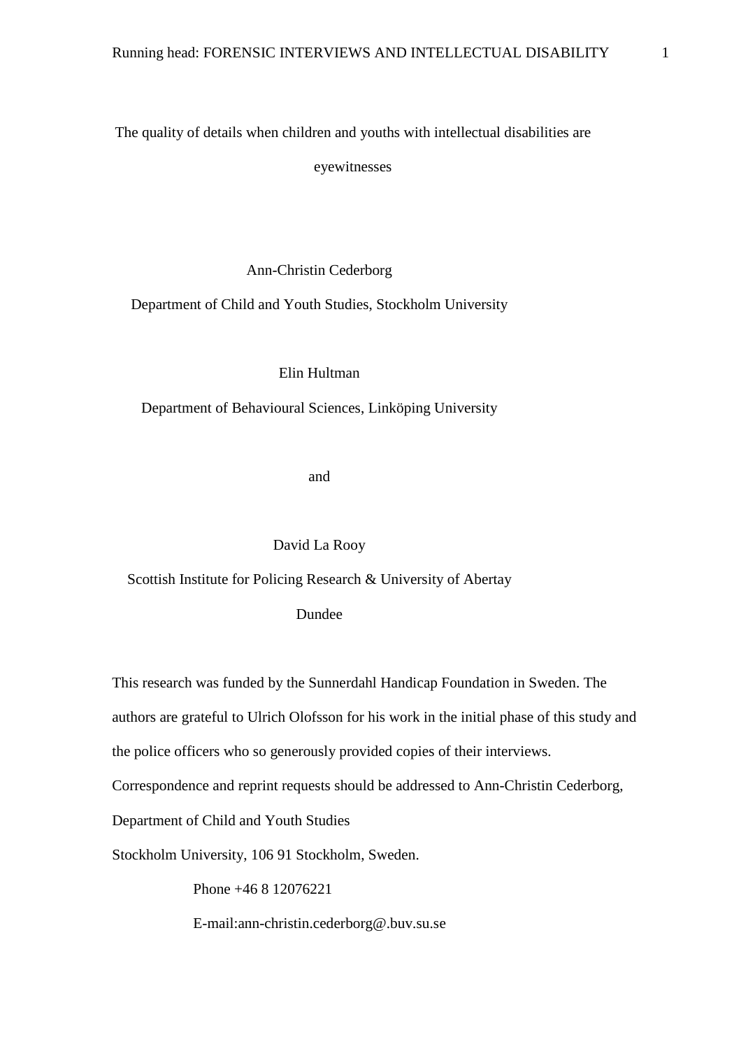# The quality of details when children and youths with intellectual disabilities are eyewitnesses

Ann-Christin Cederborg

Department of Child and Youth Studies, Stockholm University

Elin Hultman

Department of Behavioural Sciences, Linköping University

and

David La Rooy

Scottish Institute for Policing Research & University of Abertay Dundee

This research was funded by the Sunnerdahl Handicap Foundation in Sweden. The authors are grateful to Ulrich Olofsson for his work in the initial phase of this study and the police officers who so generously provided copies of their interviews.

Correspondence and reprint requests should be addressed to Ann-Christin Cederborg, Department of Child and Youth Studies

Stockholm University, 106 91 Stockholm, Sweden.

Phone +46 8 12076221

E-mail:ann-christin.cederborg@.buv.su.se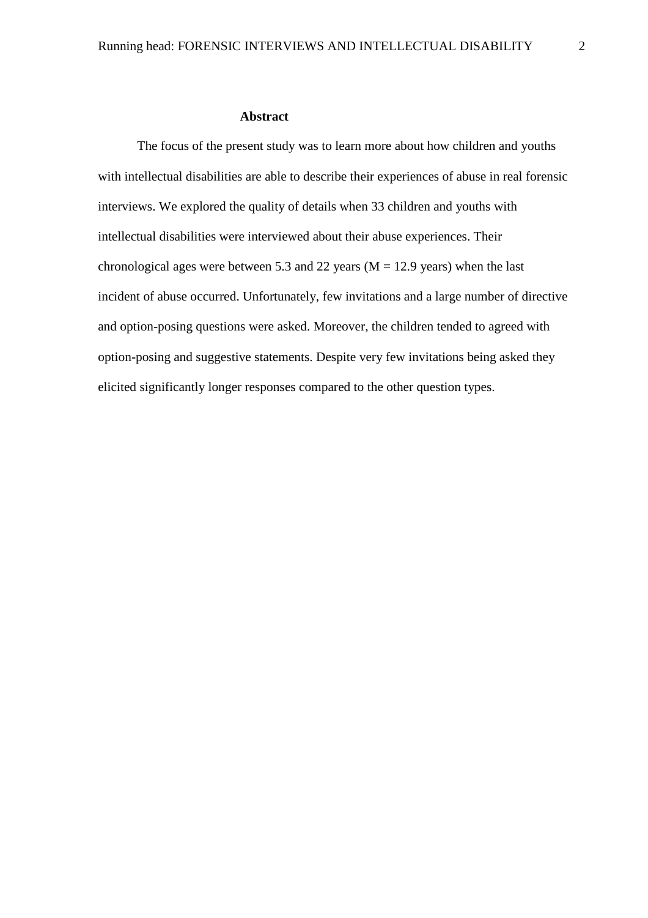**Abstract**

The focus of the present study was to learn more about how children and youths with intellectual disabilities are able to describe their experiences of abuse in real forensic interviews. We explored the quality of details when 33 children and youths with intellectual disabilities were interviewed about their abuse experiences. Their chronological ages were between 5.3 and 22 years ($M = 12.9$ years) when the last incident of abuse occurred. Unfortunately, few invitations and a large number of directive and option-posing questions were asked. Moreover, the children tended to agreed with option-posing and suggestive statements. Despite very few invitations being asked they elicited significantly longer responses compared to the other question types.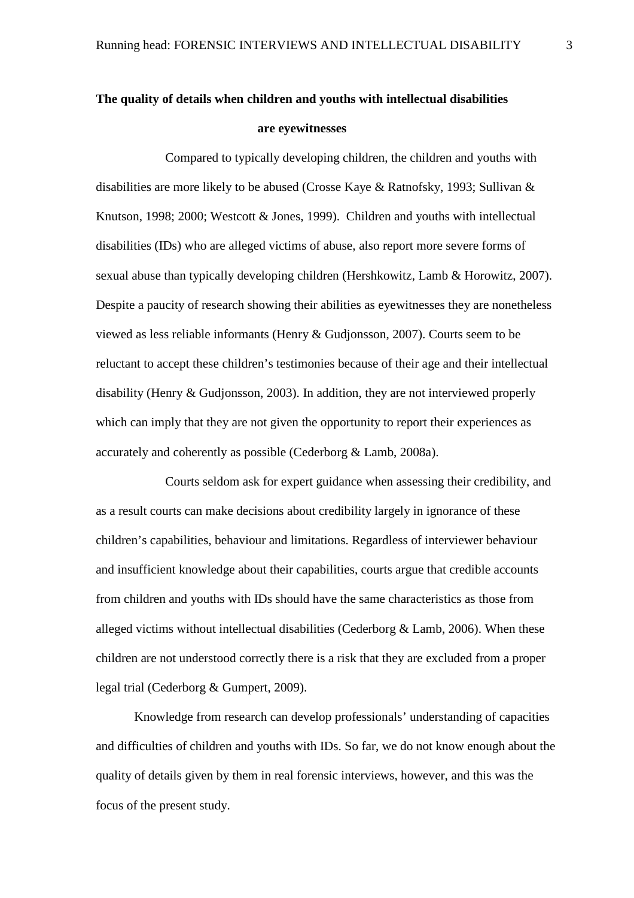**The quality of details when children and youths with intellectual disabilities are eyewitnesses**

Compared to typically developing children, the children and youths with disabilities are more likely to be abused (Crosse Kaye & Ratnofsky, 1993; Sullivan & Knutson, 1998; 2000; Westcott & Jones, 1999). Children and youths with intellectual disabilities (IDs) who are alleged victims of abuse, also report more severe forms of sexual abuse than typically developing children (Hershkowitz, Lamb & Horowitz, 2007). Despite a paucity of research showing their abilities as eyewitnesses they are nonetheless viewed as less reliable informants (Henry & Gudjonsson, 2007). Courts seem to be reluctant to accept these children's testimonies because of their age and their intellectual disability (Henry & Gudjonsson, 2003). In addition, they are not interviewed properly which can imply that they are not given the opportunity to report their experiences as accurately and coherently as possible (Cederborg & Lamb, 2008a).

Courts seldom ask for expert guidance when assessing their credibility, and as a result courts can make decisions about credibility largely in ignorance of these children's capabilities, behaviour and limitations. Regardless of interviewer behaviour and insufficient knowledge about their capabilities, courts argue that credible accounts from children and youths with IDs should have the same characteristics as those from alleged victims without intellectual disabilities (Cederborg & Lamb, 2006). When these children are not understood correctly there is a risk that they are excluded from a proper legal trial (Cederborg & Gumpert, 2009).

Knowledge from research can develop professionals' understanding of capacities and difficulties of children and youths with IDs. So far, we do not know enough about the quality of details given by them in real forensic interviews, however, and this was the focus of the present study.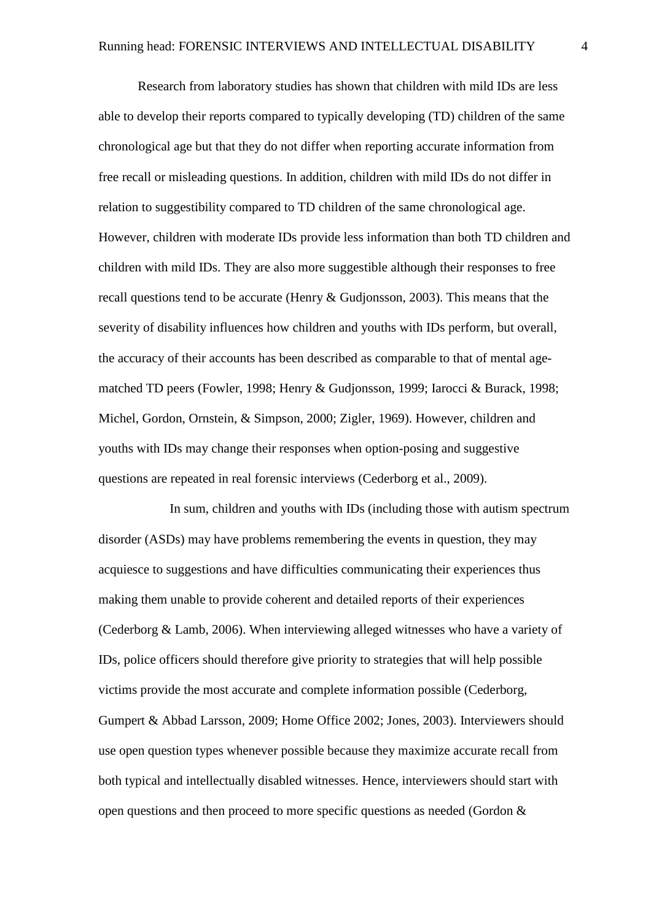Research from laboratory studies has shown that children with mild IDs are less able to develop their reports compared to typically developing (TD) children of the same chronological age but that they do not differ when reporting accurate information from free recall or misleading questions. In addition, children with mild IDs do not differ in relation to suggestibility compared to TD children of the same chronological age. However, children with moderate IDs provide less information than both TD children and children with mild IDs. They are also more suggestible although their responses to free recall questions tend to be accurate (Henry & Gudjonsson, 2003). This means that the severity of disability influences how children and youths with IDs perform, but overall, the accuracy of their accounts has been described as comparable to that of mental age-matched TD peers (Fowler, 1998; Henry & Gudjonsson, 1999; Iarocci & Burack, 1998; Michel, Gordon, Ornstein, & Simpson, 2000; Zigler, 1969). However, children and youths with IDs may change their responses when option-posing and suggestive questions are repeated in real forensic interviews (Cederborg et al., 2009).

In sum, children and youths with IDs (including those with autism spectrum disorder (ASDs) may have problems remembering the events in question, they may acquiesce to suggestions and have difficulties communicating their experiences thus making them unable to provide coherent and detailed reports of their experiences (Cederborg & Lamb, 2006). When interviewing alleged witnesses who have a variety of IDs, police officers should therefore give priority to strategies that will help possible victims provide the most accurate and complete information possible (Cederborg, Gumpert & Abbad Larsson, 2009; Home Office 2002; Jones, 2003). Interviewers should use open question types whenever possible because they maximize accurate recall from both typical and intellectually disabled witnesses. Hence, interviewers should start with open questions and then proceed to more specific questions as needed (Gordon &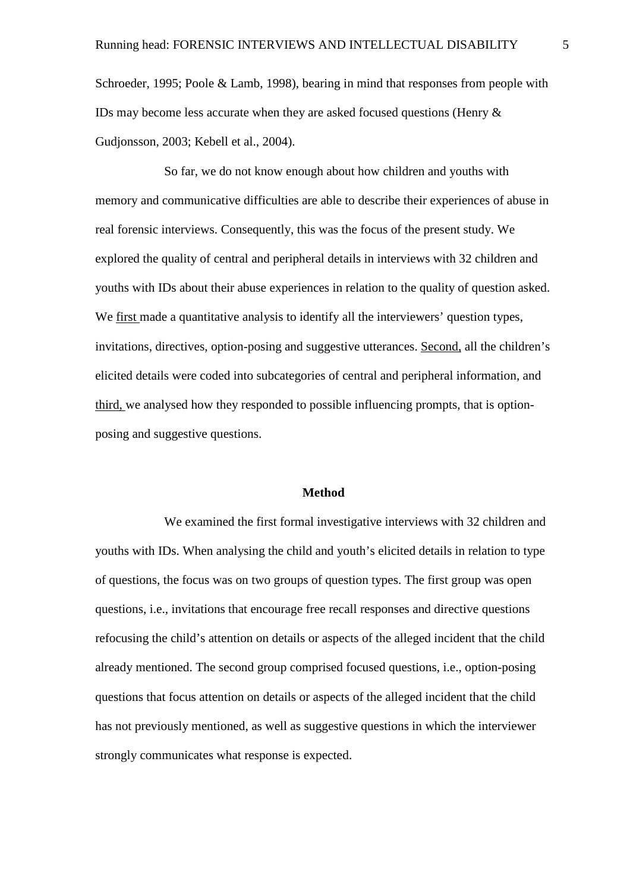Schroeder, 1995; Poole & Lamb, 1998), bearing in mind that responses from people with IDs may become less accurate when they are asked focused questions (Henry & Gudjonsson, 2003; Kebell et al., 2004).

So far, we do not know enough about how children and youths with memory and communicative difficulties are able to describe their experiences of abuse in real forensic interviews. Consequently, this was the focus of the present study. We explored the quality of central and peripheral details in interviews with 32 children and youths with IDs about their abuse experiences in relation to the quality of question asked. We <u>first</u> made a quantitative analysis to identify all the interviewers' question types, invitations, directives, option-posing and suggestive utterances. <u>Second,</u> all the children's elicited details were coded into subcategories of central and peripheral information, and <u>third,</u> we analysed how they responded to possible influencing prompts, that is option-posing and suggestive questions.

## Method

We examined the first formal investigative interviews with 32 children and youths with IDs. When analysing the child and youth's elicited details in relation to type of questions, the focus was on two groups of question types. The first group was open questions, i.e., invitations that encourage free recall responses and directive questions refocusing the child's attention on details or aspects of the alleged incident that the child already mentioned. The second group comprised focused questions, i.e., option-posing questions that focus attention on details or aspects of the alleged incident that the child has not previously mentioned, as well as suggestive questions in which the interviewer strongly communicates what response is expected.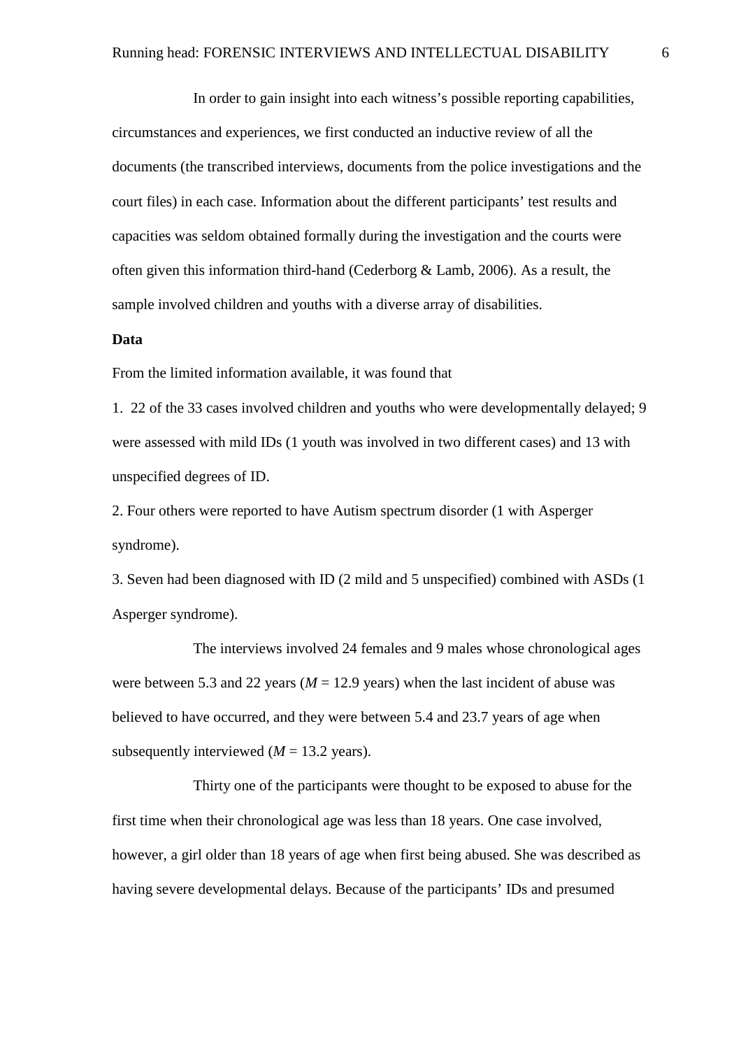In order to gain insight into each witness's possible reporting capabilities, circumstances and experiences, we first conducted an inductive review of all the documents (the transcribed interviews, documents from the police investigations and the court files) in each case. Information about the different participants' test results and capacities was seldom obtained formally during the investigation and the courts were often given this information third-hand (Cederborg & Lamb, 2006). As a result, the sample involved children and youths with a diverse array of disabilities.

**Data**

From the limited information available, it was found that

1. 22 of the 33 cases involved children and youths who were developmentally delayed; 9 were assessed with mild IDs (1 youth was involved in two different cases) and 13 with unspecified degrees of ID.
2. Four others were reported to have Autism spectrum disorder (1 with Asperger syndrome).
3. Seven had been diagnosed with ID (2 mild and 5 unspecified) combined with ASDs (1 Asperger syndrome).

The interviews involved 24 females and 9 males whose chronological ages were between 5.3 and 22 years (*M* = 12.9 years) when the last incident of abuse was believed to have occurred, and they were between 5.4 and 23.7 years of age when subsequently interviewed (*M* = 13.2 years).

Thirty one of the participants were thought to be exposed to abuse for the first time when their chronological age was less than 18 years. One case involved, however, a girl older than 18 years of age when first being abused. She was described as having severe developmental delays. Because of the participants' IDs and presumed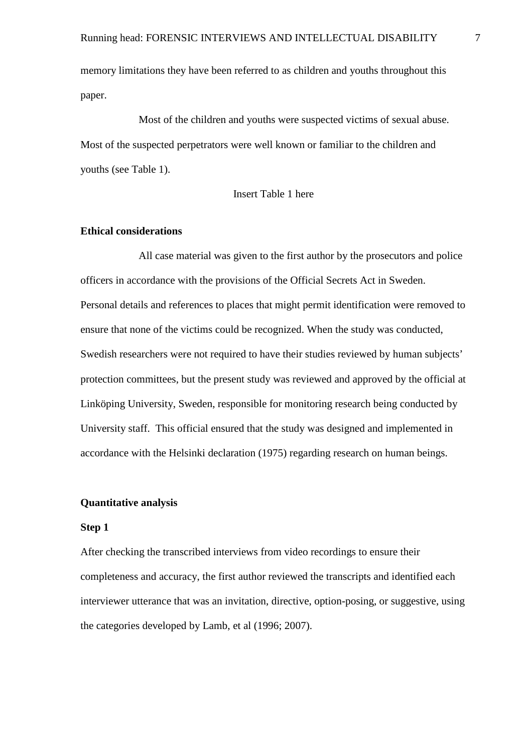memory limitations they have been referred to as children and youths throughout this paper.

Most of the children and youths were suspected victims of sexual abuse. Most of the suspected perpetrators were well known or familiar to the children and youths (see Table 1).

Insert Table 1 here

**Ethical considerations**

All case material was given to the first author by the prosecutors and police officers in accordance with the provisions of the Official Secrets Act in Sweden. Personal details and references to places that might permit identification were removed to ensure that none of the victims could be recognized. When the study was conducted, Swedish researchers were not required to have their studies reviewed by human subjects' protection committees, but the present study was reviewed and approved by the official at Linköping University, Sweden, responsible for monitoring research being conducted by University staff. This official ensured that the study was designed and implemented in accordance with the Helsinki declaration (1975) regarding research on human beings.

**Quantitative analysis**

**Step 1**

After checking the transcribed interviews from video recordings to ensure their completeness and accuracy, the first author reviewed the transcripts and identified each interviewer utterance that was an invitation, directive, option-posing, or suggestive, using the categories developed by Lamb, et al (1996; 2007).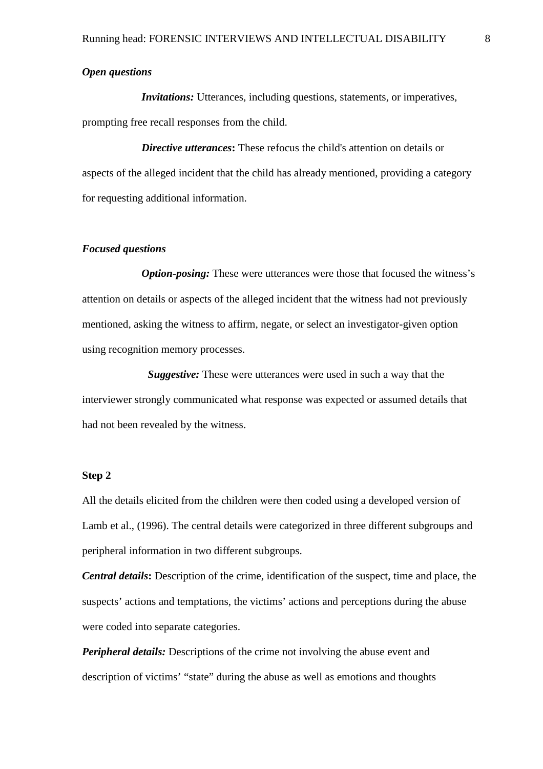***Open questions***

***Invitations:*** Utterances, including questions, statements, or imperatives, prompting free recall responses from the child.

***Directive utterances*:** These refocus the child's attention on details or aspects of the alleged incident that the child has already mentioned, providing a category for requesting additional information.

***Focused questions***

***Option-posing:*** These were utterances were those that focused the witness's attention on details or aspects of the alleged incident that the witness had not previously mentioned, asking the witness to affirm, negate, or select an investigator-given option using recognition memory processes.

***Suggestive:*** These were utterances were used in such a way that the interviewer strongly communicated what response was expected or assumed details that had not been revealed by the witness.

**Step 2**

All the details elicited from the children were then coded using a developed version of Lamb et al., (1996). The central details were categorized in three different subgroups and peripheral information in two different subgroups.

***Central details*:** Description of the crime, identification of the suspect, time and place, the suspects' actions and temptations, the victims' actions and perceptions during the abuse were coded into separate categories.

***Peripheral details:*** Descriptions of the crime not involving the abuse event and description of victims' "state" during the abuse as well as emotions and thoughts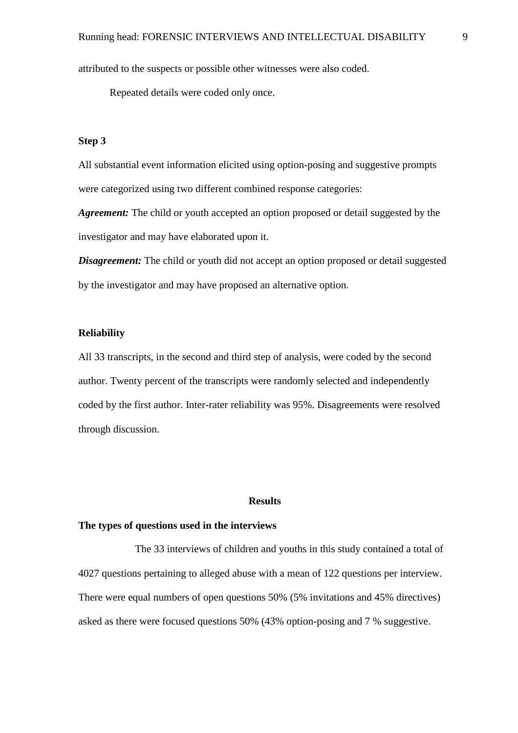attributed to the suspects or possible other witnesses were also coded.

Repeated details were coded only once.

### Step 3

All substantial event information elicited using option-posing and suggestive prompts were categorized using two different combined response categories:

***Agreement:*** The child or youth accepted an option proposed or detail suggested by the investigator and may have elaborated upon it.

***Disagreement:*** The child or youth did not accept an option proposed or detail suggested by the investigator and may have proposed an alternative option.

### Reliability

All 33 transcripts, in the second and third step of analysis, were coded by the second author. Twenty percent of the transcripts were randomly selected and independently coded by the first author. Inter-rater reliability was 95%. Disagreements were resolved through discussion.

## Results

### The types of questions used in the interviews

The 33 interviews of children and youths in this study contained a total of 4027 questions pertaining to alleged abuse with a mean of 122 questions per interview. There were equal numbers of open questions 50% (5% invitations and 45% directives) asked as there were focused questions 50% (43% option-posing and 7 % suggestive.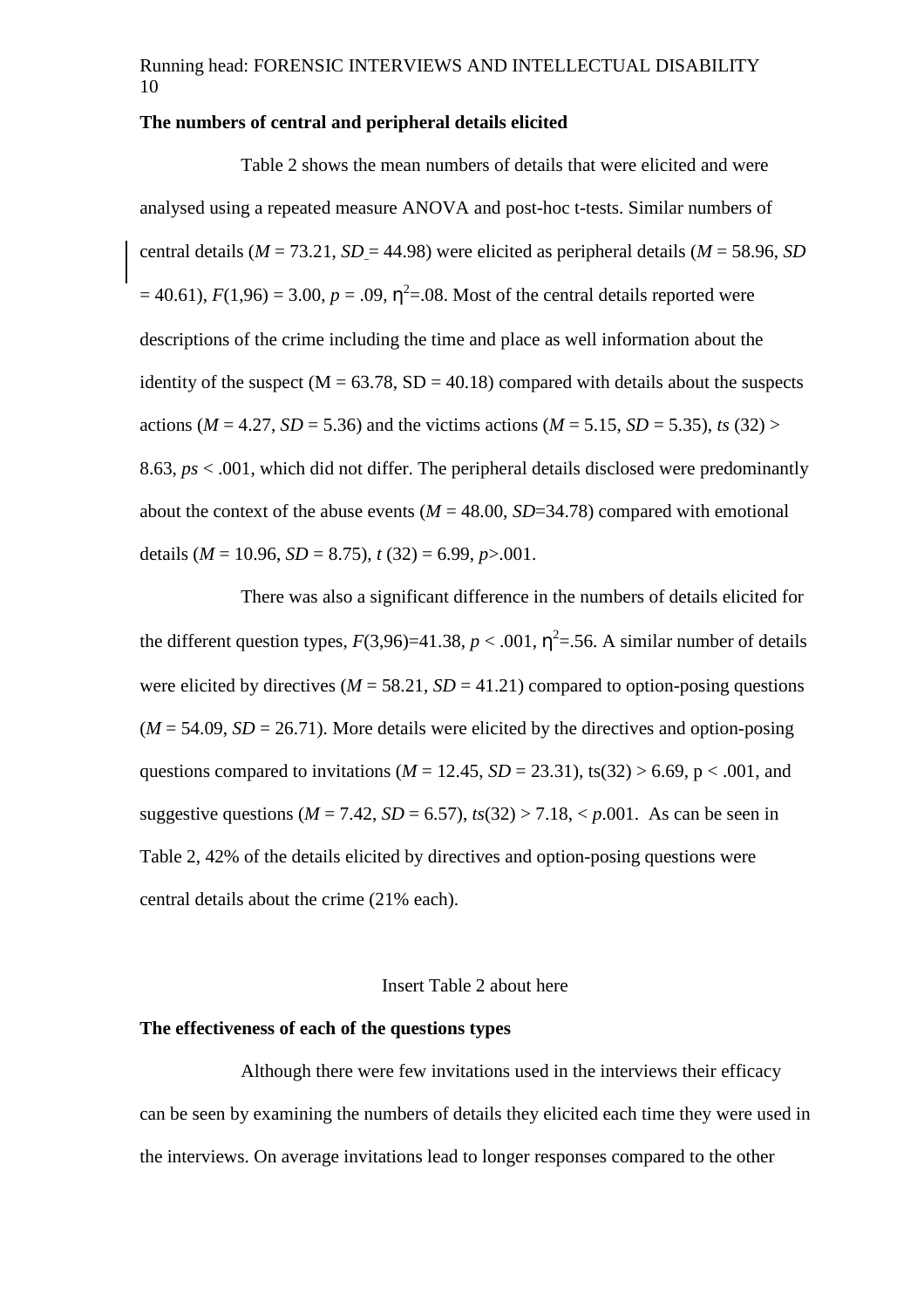**The numbers of central and peripheral details elicited**

Table 2 shows the mean numbers of details that were elicited and were analysed using a repeated measure ANOVA and post-hoc t-tests. Similar numbers of central details (*M* = 73.21, *SD* = 44.98) were elicited as peripheral details (*M* = 58.96, *SD* = 40.61), $F(1,96) = 3.00$, $p = .09$, $\eta^2 = .08$. Most of the central details reported were descriptions of the crime including the time and place as well information about the identity of the suspect (M = 63.78, SD = 40.18) compared with details about the suspects actions (*M* = 4.27, *SD* = 5.36) and the victims actions (*M* = 5.15, *SD* = 5.35), $ts\ (32) > 8.63$, $ps < .001$, which did not differ. The peripheral details disclosed were predominantly about the context of the abuse events (*M* = 48.00, *SD*=34.78) compared with emotional details (*M* = 10.96, *SD* = 8.75), $t\ (32) = 6.99$, $p > .001$.

There was also a significant difference in the numbers of details elicited for the different question types, $F(3,96)=41.38$, $p < .001$, $\eta^2=.56$. A similar number of details were elicited by directives (*M* = 58.21, *SD* = 41.21) compared to option-posing questions (*M* = 54.09, *SD* = 26.71). More details were elicited by the directives and option-posing questions compared to invitations (*M* = 12.45, *SD* = 23.31), ts(32) > 6.69, p < .001, and suggestive questions (*M* = 7.42, *SD* = 6.57), $ts(32) > 7.18$, $< p.001$. As can be seen in Table 2, 42% of the details elicited by directives and option-posing questions were central details about the crime (21% each).

Insert Table 2 about here

**The effectiveness of each of the questions types**

Although there were few invitations used in the interviews their efficacy can be seen by examining the numbers of details they elicited each time they were used in the interviews. On average invitations lead to longer responses compared to the other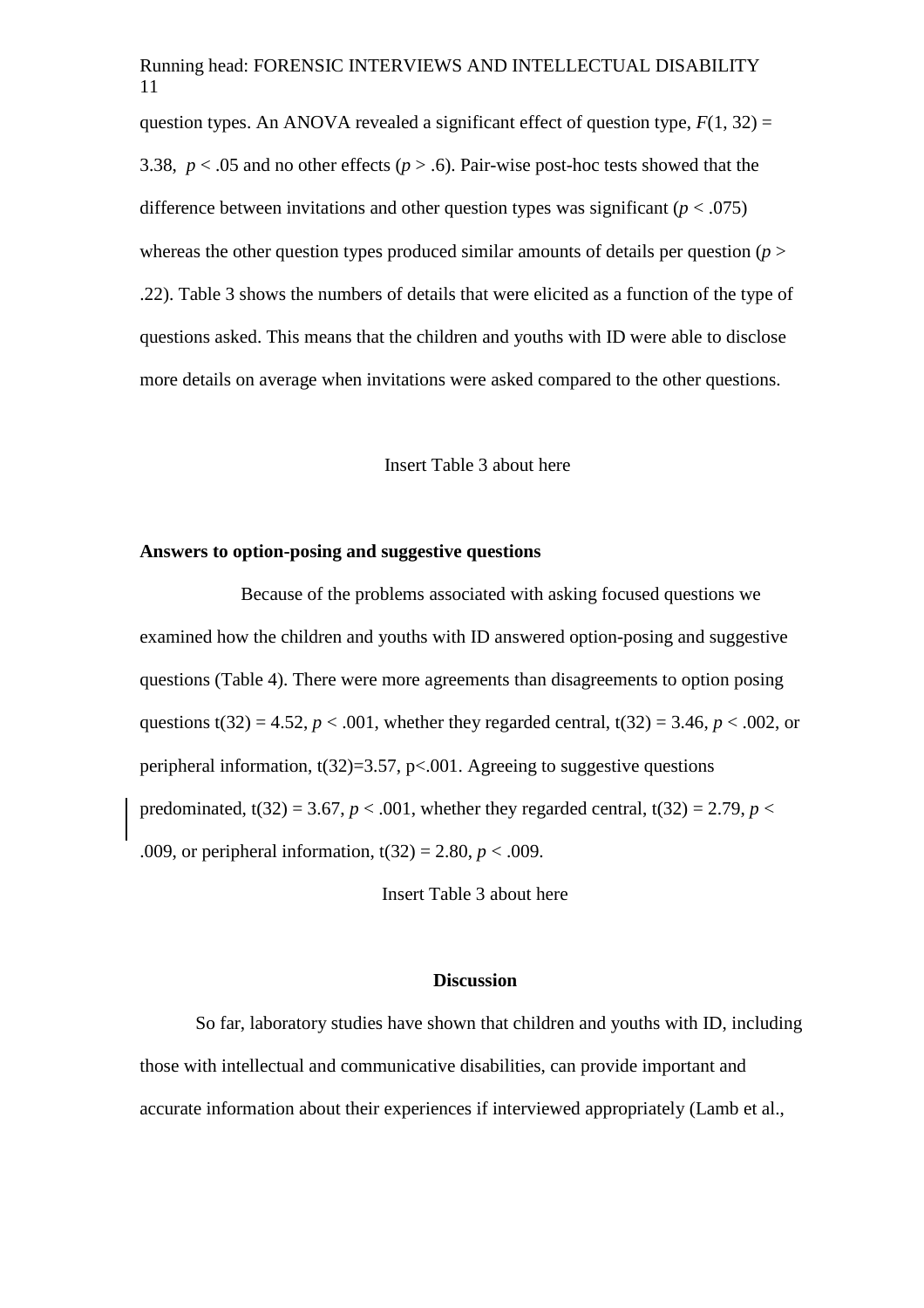question types. An ANOVA revealed a significant effect of question type, $F(1, 32) = 3.38$, $p < .05$ and no other effects ($p > .6$). Pair-wise post-hoc tests showed that the difference between invitations and other question types was significant ($p < .075$) whereas the other question types produced similar amounts of details per question ($p > .22$). Table 3 shows the numbers of details that were elicited as a function of the type of questions asked. This means that the children and youths with ID were able to disclose more details on average when invitations were asked compared to the other questions.

Insert Table 3 about here

**Answers to option-posing and suggestive questions**

Because of the problems associated with asking focused questions we examined how the children and youths with ID answered option-posing and suggestive questions (Table 4). There were more agreements than disagreements to option posing questions $t(32) = 4.52$, $p < .001$, whether they regarded central, $t(32) = 3.46$, $p < .002$, or peripheral information, $t(32)=3.57$, $p<.001$. Agreeing to suggestive questions predominated, $t(32) = 3.67$, $p < .001$, whether they regarded central, $t(32) = 2.79$, $p < .009$, or peripheral information, $t(32) = 2.80$, $p < .009$.

Insert Table 3 about here

## Discussion

So far, laboratory studies have shown that children and youths with ID, including those with intellectual and communicative disabilities, can provide important and accurate information about their experiences if interviewed appropriately (Lamb et al.,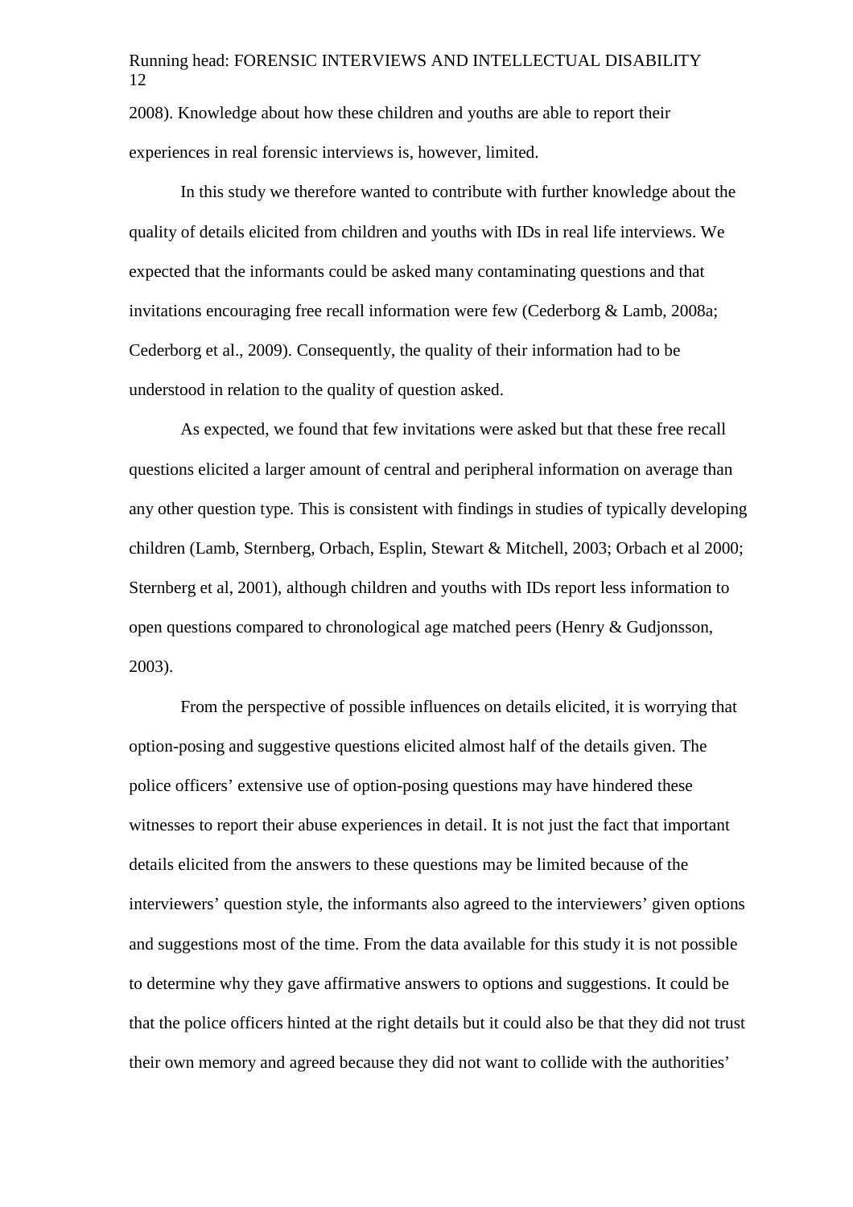2008). Knowledge about how these children and youths are able to report their experiences in real forensic interviews is, however, limited.

In this study we therefore wanted to contribute with further knowledge about the quality of details elicited from children and youths with IDs in real life interviews. We expected that the informants could be asked many contaminating questions and that invitations encouraging free recall information were few (Cederborg & Lamb, 2008a; Cederborg et al., 2009). Consequently, the quality of their information had to be understood in relation to the quality of question asked.

As expected, we found that few invitations were asked but that these free recall questions elicited a larger amount of central and peripheral information on average than any other question type. This is consistent with findings in studies of typically developing children (Lamb, Sternberg, Orbach, Esplin, Stewart & Mitchell, 2003; Orbach et al 2000; Sternberg et al, 2001), although children and youths with IDs report less information to open questions compared to chronological age matched peers (Henry & Gudjonsson, 2003).

From the perspective of possible influences on details elicited, it is worrying that option-posing and suggestive questions elicited almost half of the details given. The police officers' extensive use of option-posing questions may have hindered these witnesses to report their abuse experiences in detail. It is not just the fact that important details elicited from the answers to these questions may be limited because of the interviewers' question style, the informants also agreed to the interviewers' given options and suggestions most of the time. From the data available for this study it is not possible to determine why they gave affirmative answers to options and suggestions. It could be that the police officers hinted at the right details but it could also be that they did not trust their own memory and agreed because they did not want to collide with the authorities'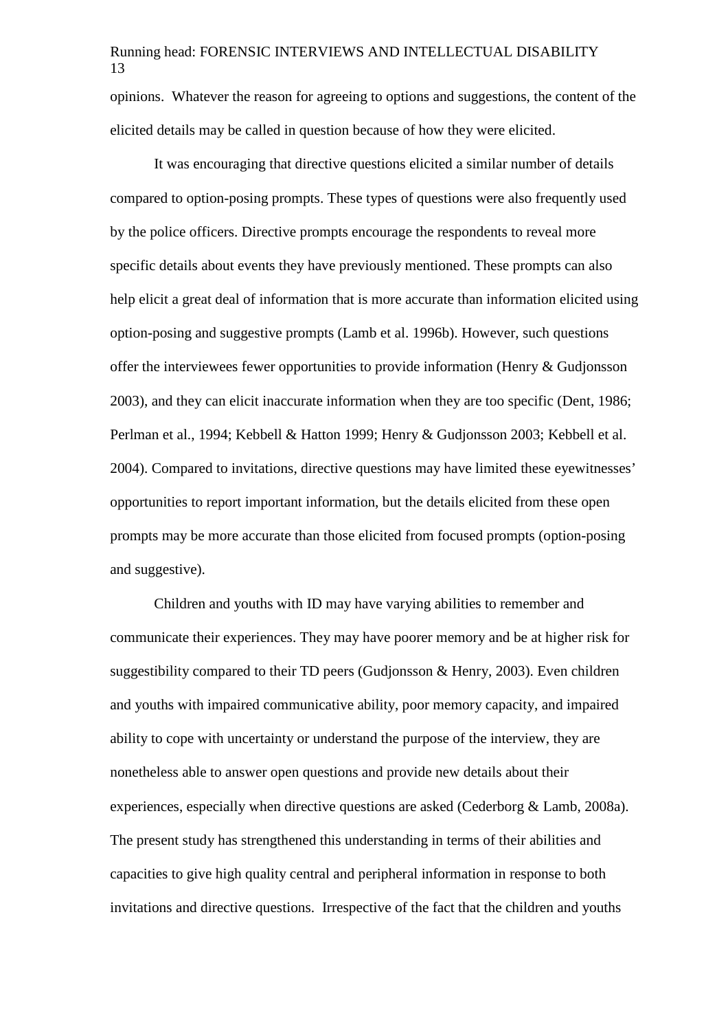opinions. Whatever the reason for agreeing to options and suggestions, the content of the elicited details may be called in question because of how they were elicited.

It was encouraging that directive questions elicited a similar number of details compared to option-posing prompts. These types of questions were also frequently used by the police officers. Directive prompts encourage the respondents to reveal more specific details about events they have previously mentioned. These prompts can also help elicit a great deal of information that is more accurate than information elicited using option-posing and suggestive prompts (Lamb et al. 1996b). However, such questions offer the interviewees fewer opportunities to provide information (Henry & Gudjonsson 2003), and they can elicit inaccurate information when they are too specific (Dent, 1986; Perlman et al., 1994; Kebbell & Hatton 1999; Henry & Gudjonsson 2003; Kebbell et al. 2004). Compared to invitations, directive questions may have limited these eyewitnesses' opportunities to report important information, but the details elicited from these open prompts may be more accurate than those elicited from focused prompts (option-posing and suggestive).

Children and youths with ID may have varying abilities to remember and communicate their experiences. They may have poorer memory and be at higher risk for suggestibility compared to their TD peers (Gudjonsson & Henry, 2003). Even children and youths with impaired communicative ability, poor memory capacity, and impaired ability to cope with uncertainty or understand the purpose of the interview, they are nonetheless able to answer open questions and provide new details about their experiences, especially when directive questions are asked (Cederborg & Lamb, 2008a). The present study has strengthened this understanding in terms of their abilities and capacities to give high quality central and peripheral information in response to both invitations and directive questions. Irrespective of the fact that the children and youths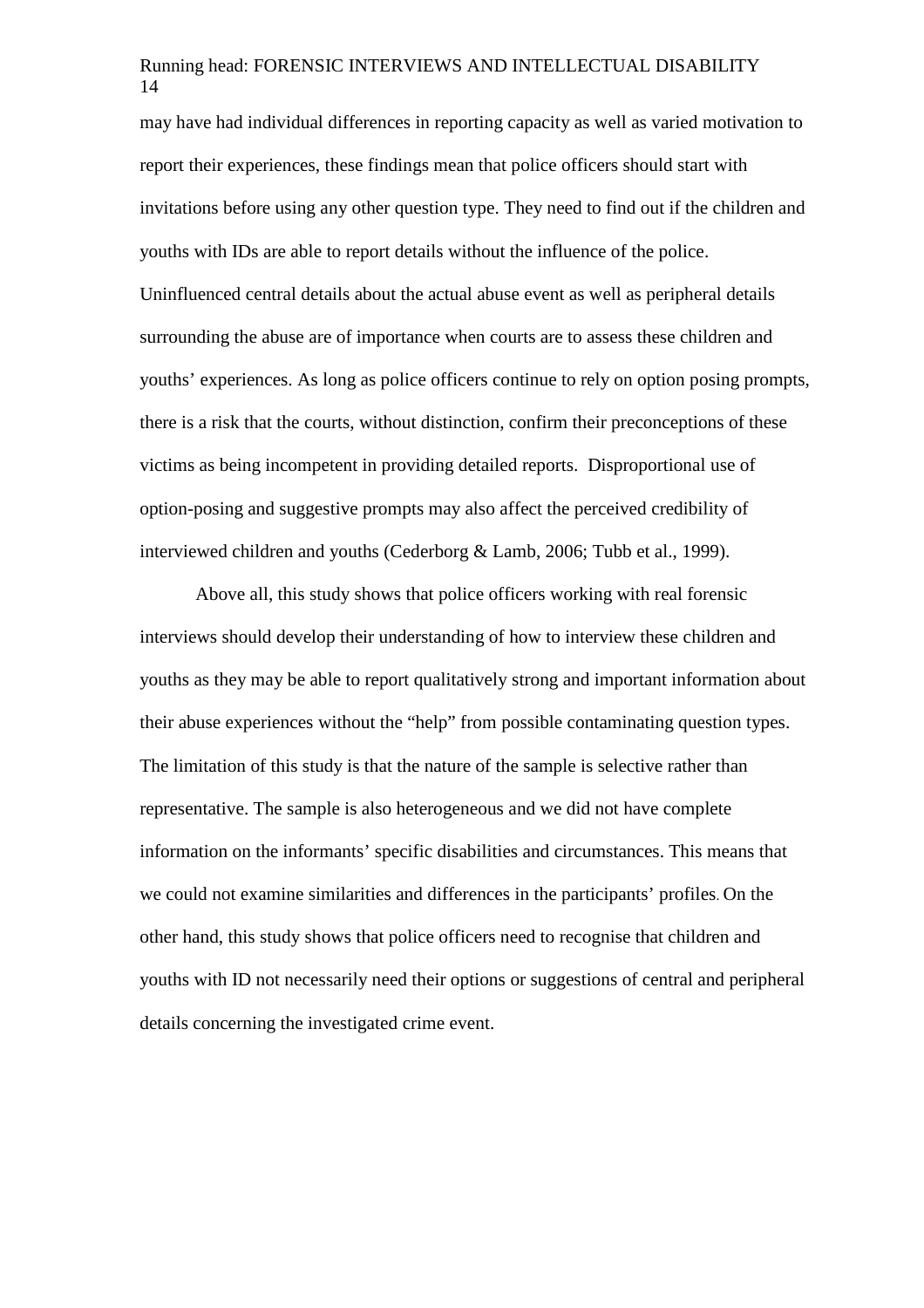may have had individual differences in reporting capacity as well as varied motivation to report their experiences, these findings mean that police officers should start with invitations before using any other question type. They need to find out if the children and youths with IDs are able to report details without the influence of the police. Uninfluenced central details about the actual abuse event as well as peripheral details surrounding the abuse are of importance when courts are to assess these children and youths' experiences. As long as police officers continue to rely on option posing prompts, there is a risk that the courts, without distinction, confirm their preconceptions of these victims as being incompetent in providing detailed reports. Disproportional use of option-posing and suggestive prompts may also affect the perceived credibility of interviewed children and youths (Cederborg & Lamb, 2006; Tubb et al., 1999).

Above all, this study shows that police officers working with real forensic interviews should develop their understanding of how to interview these children and youths as they may be able to report qualitatively strong and important information about their abuse experiences without the "help" from possible contaminating question types. The limitation of this study is that the nature of the sample is selective rather than representative. The sample is also heterogeneous and we did not have complete information on the informants' specific disabilities and circumstances. This means that we could not examine similarities and differences in the participants' profiles. On the other hand, this study shows that police officers need to recognise that children and youths with ID not necessarily need their options or suggestions of central and peripheral details concerning the investigated crime event.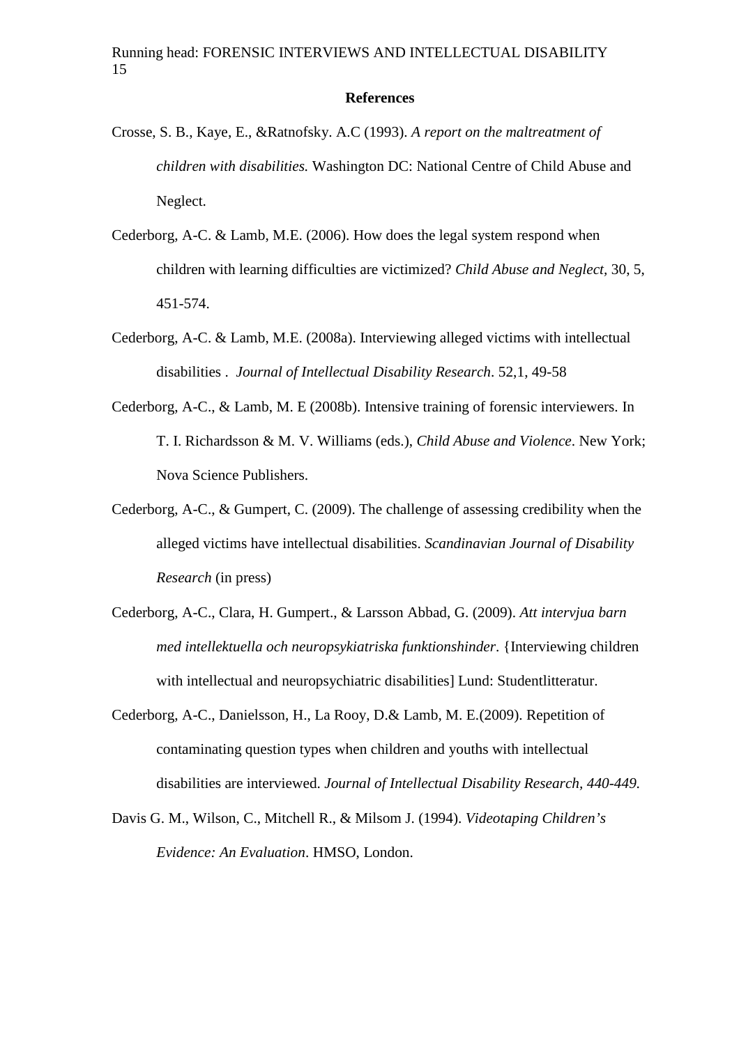**References**

Crosse, S. B., Kaye, E., &Ratnofsky. A.C (1993). *A report on the maltreatment of children with disabilities.* Washington DC: National Centre of Child Abuse and Neglect.

Cederborg, A-C. & Lamb, M.E. (2006). How does the legal system respond when children with learning difficulties are victimized? *Child Abuse and Neglect,* 30, 5, 451-574.

Cederborg, A-C. & Lamb, M.E. (2008a). Interviewing alleged victims with intellectual disabilities . *Journal of Intellectual Disability Research*. 52,1, 49-58

Cederborg, A-C., & Lamb, M. E (2008b). Intensive training of forensic interviewers. In T. I. Richardsson & M. V. Williams (eds.), *Child Abuse and Violence*. New York; Nova Science Publishers.

Cederborg, A-C., & Gumpert, C. (2009). The challenge of assessing credibility when the alleged victims have intellectual disabilities. *Scandinavian Journal of Disability Research* (in press)

Cederborg, A-C., Clara, H. Gumpert., & Larsson Abbad, G. (2009). *Att intervjua barn med intellektuella och neuropsykiatriska funktionshinder*. {Interviewing children with intellectual and neuropsychiatric disabilities] Lund: Studentlitteratur.

Cederborg, A-C., Danielsson, H., La Rooy, D.& Lamb, M. E.(2009). Repetition of contaminating question types when children and youths with intellectual disabilities are interviewed. *Journal of Intellectual Disability Research, 440-449.*

Davis G. M., Wilson, C., Mitchell R., & Milsom J. (1994). *Videotaping Children's Evidence: An Evaluation*. HMSO, London.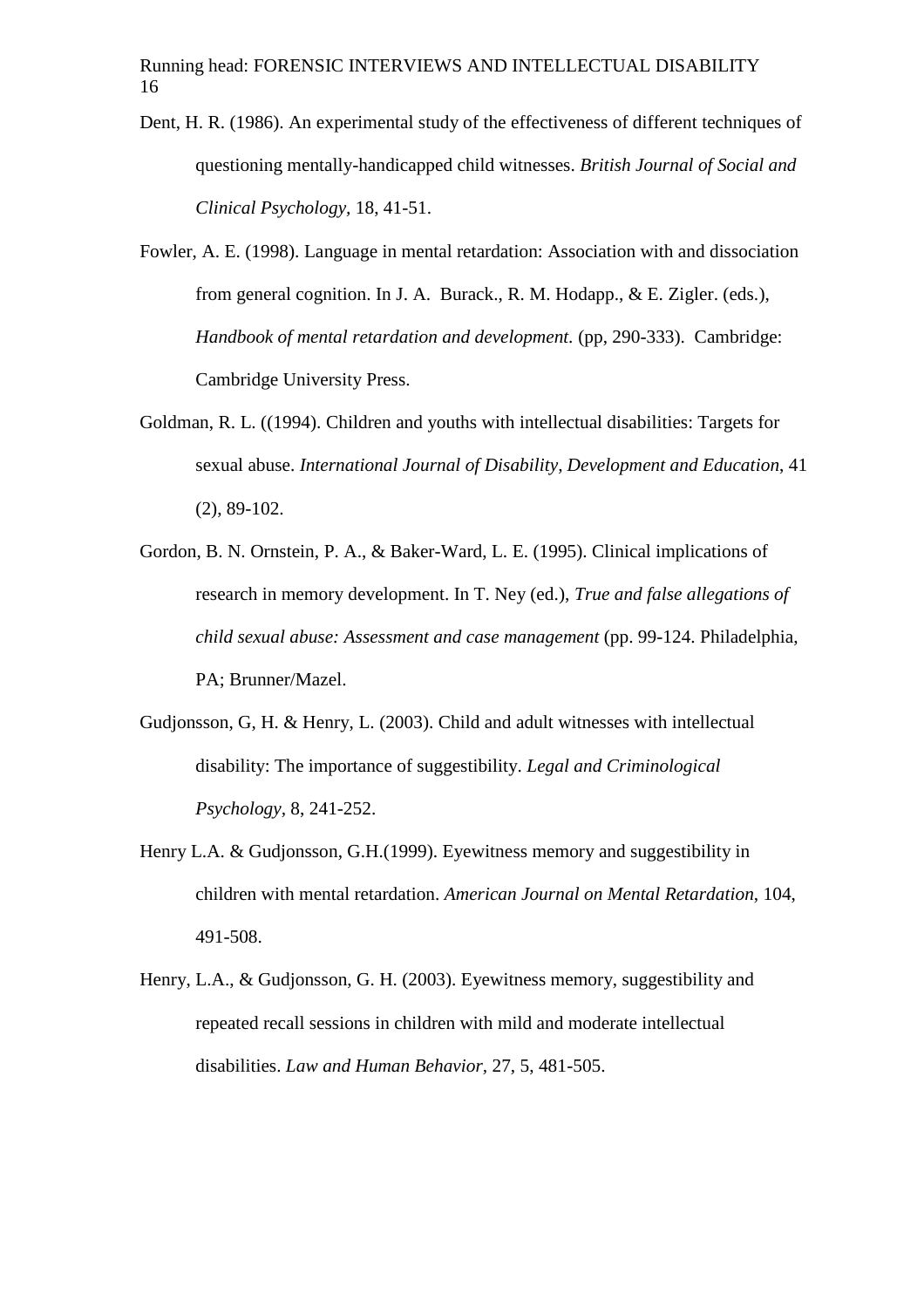Dent, H. R. (1986). An experimental study of the effectiveness of different techniques of questioning mentally-handicapped child witnesses. *British Journal of Social and Clinical Psychology*, 18, 41-51.

Fowler, A. E. (1998). Language in mental retardation: Association with and dissociation from general cognition. In J. A. Burack., R. M. Hodapp., & E. Zigler. (eds.), *Handbook of mental retardation and development*. (pp, 290-333). Cambridge: Cambridge University Press.

Goldman, R. L. ((1994). Children and youths with intellectual disabilities: Targets for sexual abuse. *International Journal of Disability, Development and Education*, 41 (2), 89-102.

Gordon, B. N. Ornstein, P. A., & Baker-Ward, L. E. (1995). Clinical implications of research in memory development. In T. Ney (ed.), *True and false allegations of child sexual abuse: Assessment and case management* (pp. 99-124. Philadelphia, PA; Brunner/Mazel.

Gudjonsson, G, H. & Henry, L. (2003). Child and adult witnesses with intellectual disability: The importance of suggestibility. *Legal and Criminological Psychology*, 8, 241-252.

Henry L.A. & Gudjonsson, G.H.(1999). Eyewitness memory and suggestibility in children with mental retardation. *American Journal on Mental Retardation*, 104, 491-508.

Henry, L.A., & Gudjonsson, G. H. (2003). Eyewitness memory, suggestibility and repeated recall sessions in children with mild and moderate intellectual disabilities. *Law and Human Behavior*, 27, 5, 481-505.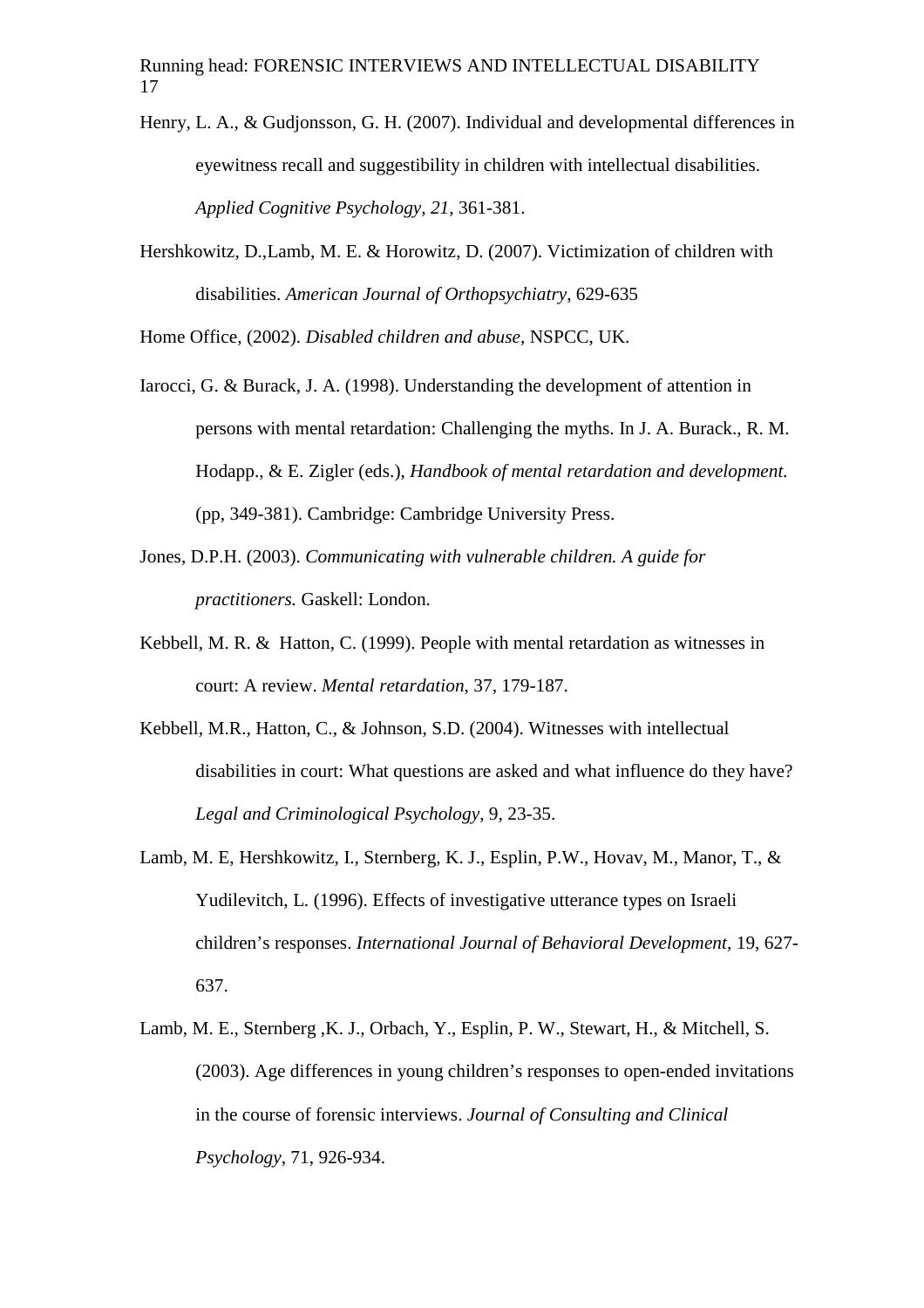Henry, L. A., & Gudjonsson, G. H. (2007). Individual and developmental differences in eyewitness recall and suggestibility in children with intellectual disabilities. *Applied Cognitive Psychology, 21*, 361-381.

Hershkowitz, D.,Lamb, M. E. & Horowitz, D. (2007). Victimization of children with disabilities. *American Journal of Orthopsychiatry*, 629-635

Home Office, (2002). *Disabled children and abuse*, NSPCC, UK.

Iarocci, G. & Burack, J. A. (1998). Understanding the development of attention in persons with mental retardation: Challenging the myths. In J. A. Burack., R. M. Hodapp., & E. Zigler (eds.), *Handbook of mental retardation and development.* (pp, 349-381). Cambridge: Cambridge University Press.

Jones, D.P.H. (2003). *Communicating with vulnerable children. A guide for practitioners.* Gaskell: London.

Kebbell, M. R. & Hatton, C. (1999). People with mental retardation as witnesses in court: A review. *Mental retardation*, 37, 179-187.

Kebbell, M.R., Hatton, C., & Johnson, S.D. (2004). Witnesses with intellectual disabilities in court: What questions are asked and what influence do they have? *Legal and Criminological Psychology*, 9, 23-35.

Lamb, M. E, Hershkowitz, I., Sternberg, K. J., Esplin, P.W., Hovav, M., Manor, T., & Yudilevitch, L. (1996). Effects of investigative utterance types on Israeli children's responses. *International Journal of Behavioral Development*, 19, 627-637.

Lamb, M. E., Sternberg ,K. J., Orbach, Y., Esplin, P. W., Stewart, H., & Mitchell, S. (2003). Age differences in young children's responses to open-ended invitations in the course of forensic interviews. *Journal of Consulting and Clinical Psychology*, 71, 926-934.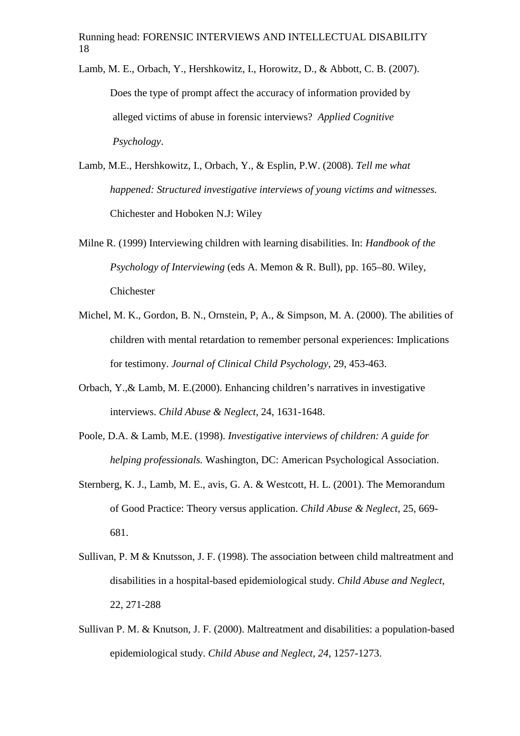Lamb, M. E., Orbach, Y., Hershkowitz, I., Horowitz, D., & Abbott, C. B. (2007). Does the type of prompt affect the accuracy of information provided by alleged victims of abuse in forensic interviews? *Applied Cognitive Psychology*.

Lamb, M.E., Hershkowitz, I., Orbach, Y., & Esplin, P.W. (2008). *Tell me what happened: Structured investigative interviews of young victims and witnesses.* Chichester and Hoboken N.J: Wiley

Milne R. (1999) Interviewing children with learning disabilities. In: *Handbook of the Psychology of Interviewing* (eds A. Memon & R. Bull), pp. 165–80. Wiley, Chichester

Michel, M. K., Gordon, B. N., Ornstein, P, A., & Simpson, M. A. (2000). The abilities of children with mental retardation to remember personal experiences: Implications for testimony. *Journal of Clinical Child Psychology*, 29, 453-463.

Orbach, Y.,& Lamb, M. E.(2000). Enhancing children's narratives in investigative interviews. *Child Abuse & Neglect,* 24, 1631-1648.

Poole, D.A. & Lamb, M.E. (1998). *Investigative interviews of children: A guide for helping professionals.* Washington, DC: American Psychological Association.

Sternberg, K. J., Lamb, M. E., avis, G. A. & Westcott, H. L. (2001). The Memorandum of Good Practice: Theory versus application. *Child Abuse & Neglect*, 25, 669-681.

Sullivan, P. M & Knutsson, J. F. (1998). The association between child maltreatment and disabilities in a hospital-based epidemiological study. *Child Abuse and Neglect*, 22, 271-288

Sullivan P. M. & Knutson, J. F. (2000). Maltreatment and disabilities: a population-based epidemiological study. *Child Abuse and Neglect, 24,* 1257-1273.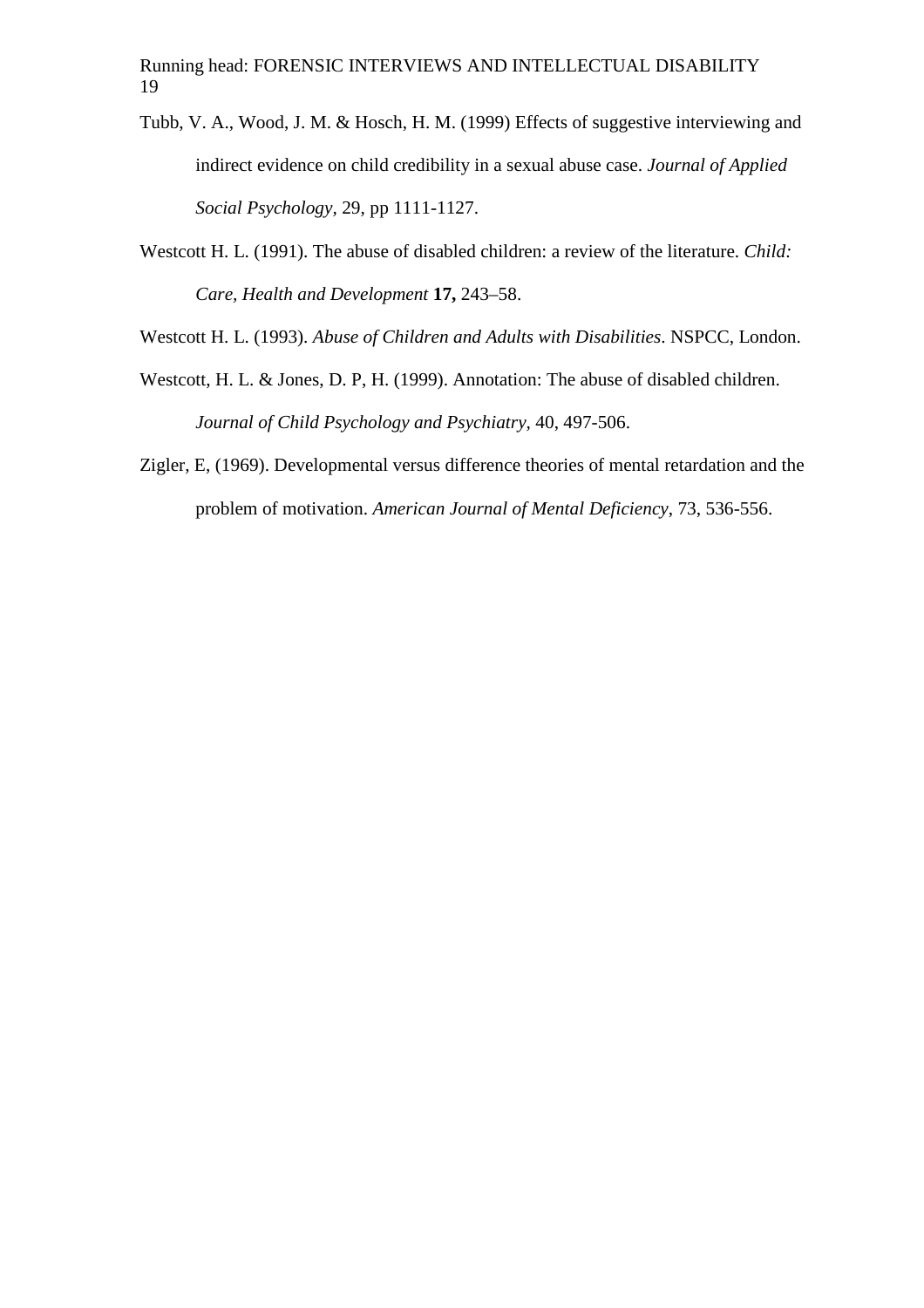Tubb, V. A., Wood, J. M. & Hosch, H. M. (1999) Effects of suggestive interviewing and indirect evidence on child credibility in a sexual abuse case. *Journal of Applied Social Psychology*, 29, pp 1111-1127.

Westcott H. L. (1991). The abuse of disabled children: a review of the literature. *Child: Care, Health and Development* **17,** 243–58.

Westcott H. L. (1993). *Abuse of Children and Adults with Disabilities*. NSPCC, London.

Westcott, H. L. & Jones, D. P, H. (1999). Annotation: The abuse of disabled children. *Journal of Child Psychology and Psychiatry,* 40, 497-506.

Zigler, E, (1969). Developmental versus difference theories of mental retardation and the problem of motivation. *American Journal of Mental Deficiency*, 73, 536-556.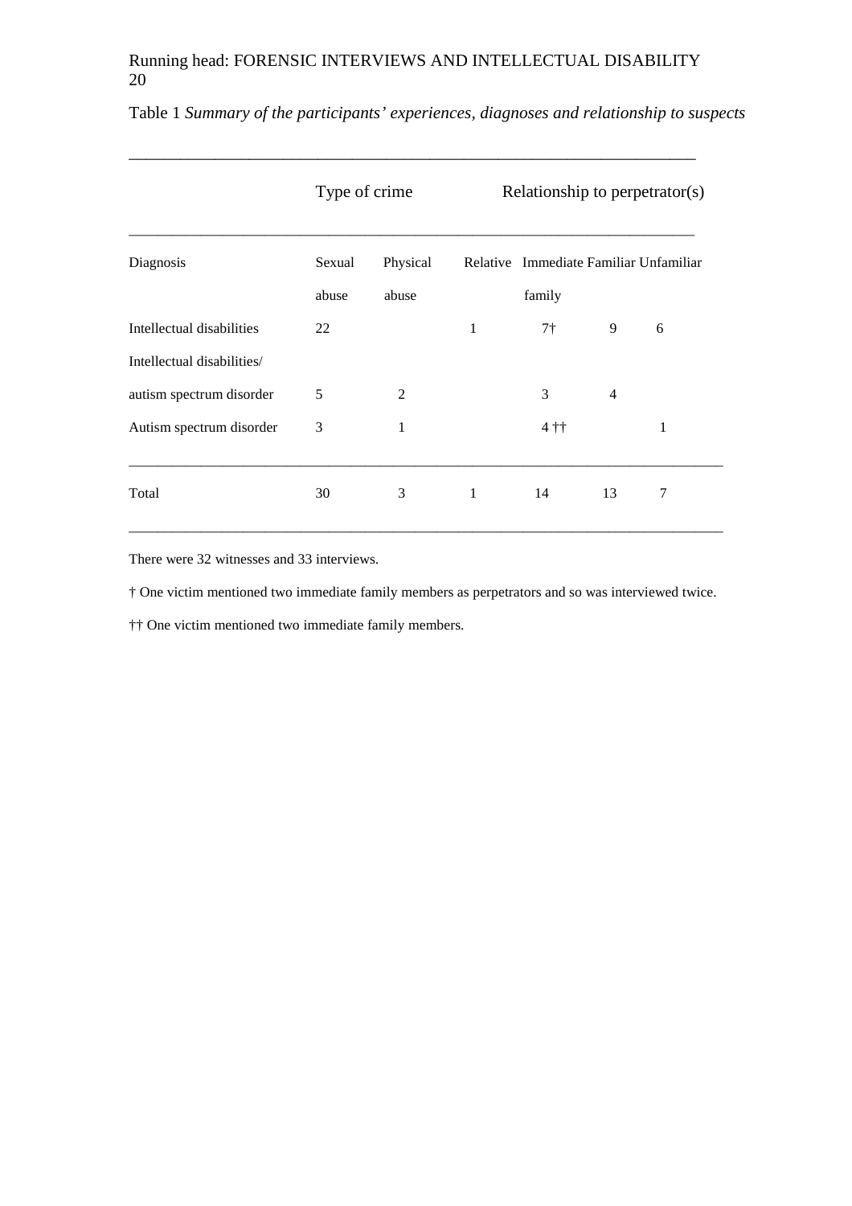Table 1 *Summary of the participants' experiences, diagnoses and relationship to suspects*

| | Type of crime | | Relationship to perpetrator(s) | | | |
|---|---|---|---|---|---|---|
| Diagnosis | Sexual abuse | Physical abuse | Relative | Immediate family | Familiar | Unfamiliar |
| Intellectual disabilities | 22 | | 1 | 7† | 9 | 6 |
| Intellectual disabilities/ autism spectrum disorder | 5 | 2 | | 3 | 4 | |
| Autism spectrum disorder | 3 | 1 | | 4 †† | | 1 |
| Total | 30 | 3 | 1 | 14 | 13 | 7 |

There were 32 witnesses and 33 interviews.

† One victim mentioned two immediate family members as perpetrators and so was interviewed twice.

†† One victim mentioned two immediate family members.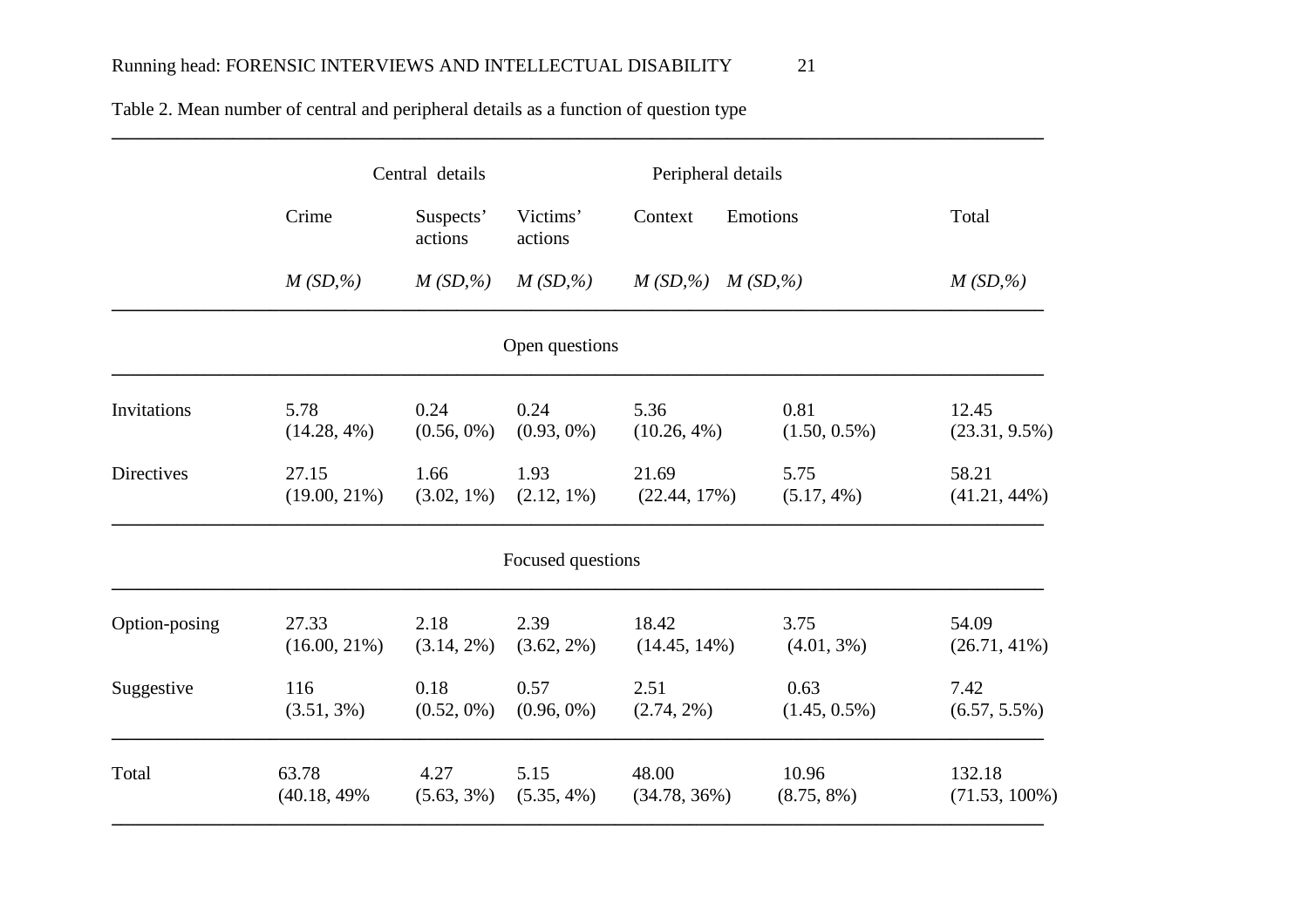Table 2. Mean number of central and peripheral details as a function of question type

| | Central details | | | Peripheral details | | |
|---|---|---|---|---|---|---|
| | Crime | Suspects' actions | Victims' actions | Context | Emotions | Total |
| | *M (SD,%)* | *M (SD,%)* | *M (SD,%)* | *M (SD,%)* | *M (SD,%)* | *M (SD,%)* |
| **Open questions** | | | | | | |
| Invitations | 5.78 (14.28, 4%) | 0.24 (0.56, 0%) | 0.24 (0.93, 0%) | 5.36 (10.26, 4%) | 0.81 (1.50, 0.5%) | 12.45 (23.31, 9.5%) |
| Directives | 27.15 (19.00, 21%) | 1.66 (3.02, 1%) | 1.93 (2.12, 1%) | 21.69 (22.44, 17%) | 5.75 (5.17, 4%) | 58.21 (41.21, 44%) |
| **Focused questions** | | | | | | |
| Option-posing | 27.33 (16.00, 21%) | 2.18 (3.14, 2%) | 2.39 (3.62, 2%) | 18.42 (14.45, 14%) | 3.75 (4.01, 3%) | 54.09 (26.71, 41%) |
| Suggestive | 116 (3.51, 3%) | 0.18 (0.52, 0%) | 0.57 (0.96, 0%) | 2.51 (2.74, 2%) | 0.63 (1.45, 0.5%) | 7.42 (6.57, 5.5%) |
| Total | 63.78 (40.18, 49% | 4.27 (5.63, 3%) | 5.15 (5.35, 4%) | 48.00 (34.78, 36%) | 10.96 (8.75, 8%) | 132.18 (71.53, 100%) |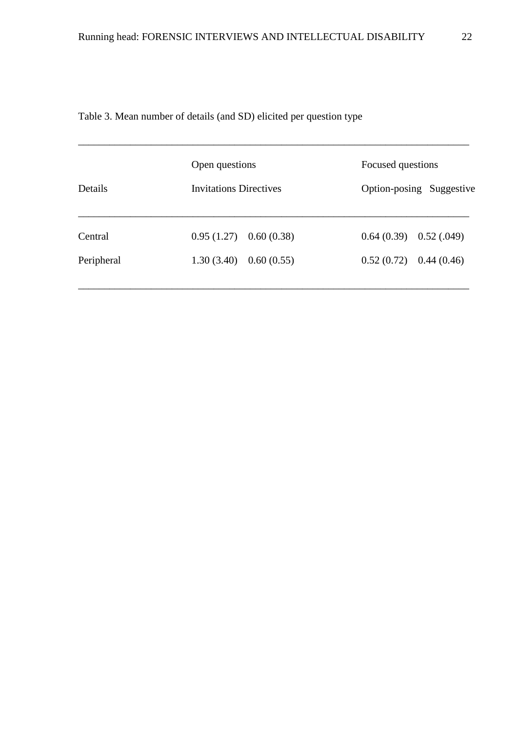Table 3. Mean number of details (and SD) elicited per question type

| Details | Open questions | | Focused questions | |
|---|---|---|---|---|
| | Invitations | Directives | Option-posing | Suggestive |
| Central | 0.95 (1.27) | 0.60 (0.38) | 0.64 (0.39) | 0.52 (.049) |
| Peripheral | 1.30 (3.40) | 0.60 (0.55) | 0.52 (0.72) | 0.44 (0.46) |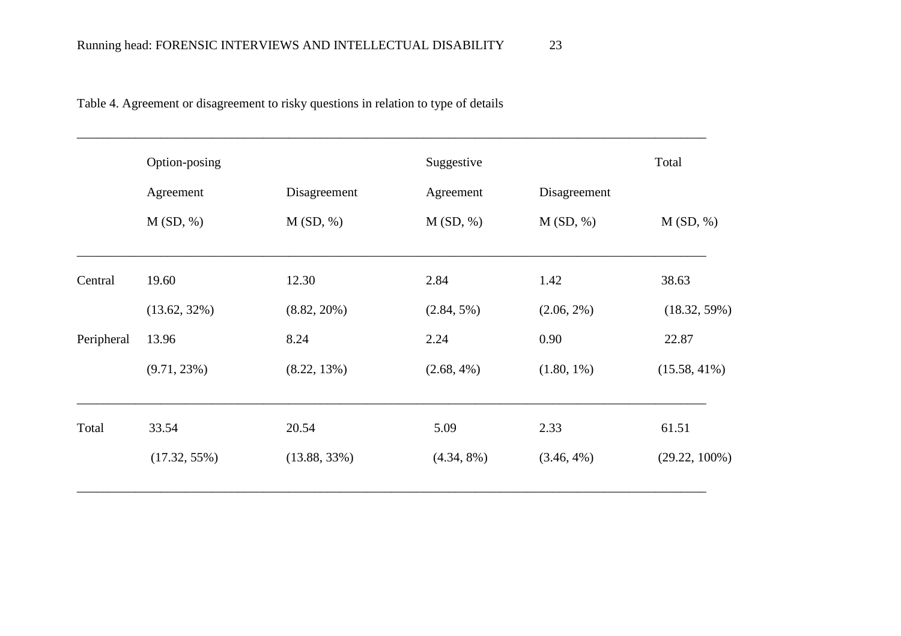Table 4. Agreement or disagreement to risky questions in relation to type of details

| | Option-posing | | Suggestive | | Total |
|---|---|---|---|---|---|
| | Agreement | Disagreement | Agreement | Disagreement | |
| | M (SD, %) | M (SD, %) | M (SD, %) | M (SD, %) | M (SD, %) |
| Central | 19.60 (13.62, 32%) | 12.30 (8.82, 20%) | 2.84 (2.84, 5%) | 1.42 (2.06, 2%) | 38.63 (18.32, 59%) |
| Peripheral | 13.96 (9.71, 23%) | 8.24 (8.22, 13%) | 2.24 (2.68, 4%) | 0.90 (1.80, 1%) | 22.87 (15.58, 41%) |
| Total | 33.54 (17.32, 55%) | 20.54 (13.88, 33%) | 5.09 (4.34, 8%) | 2.33 (3.46, 4%) | 61.51 (29.22, 100%) |